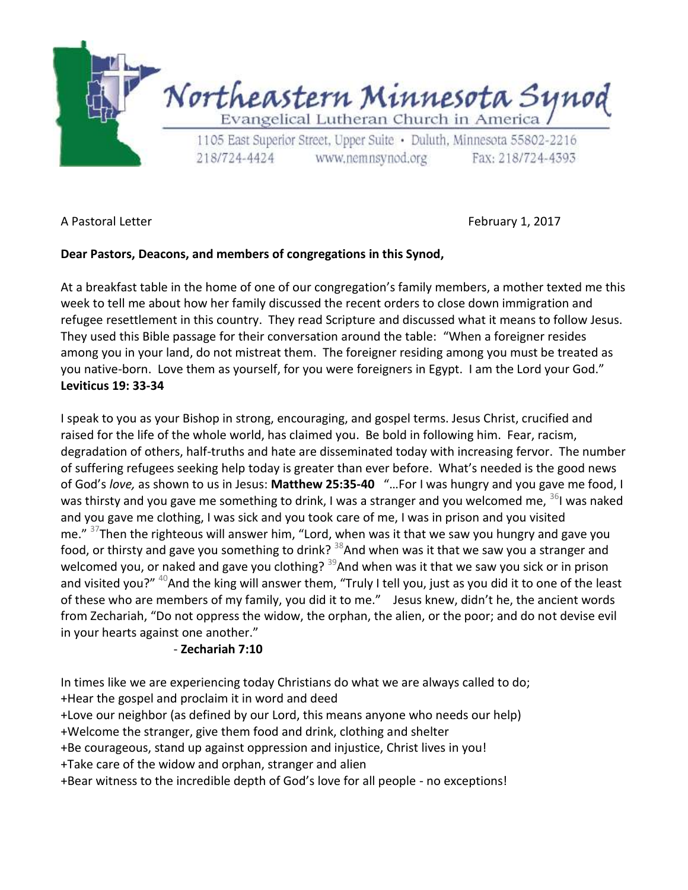# Northeastern Minnesota Synod

Evangelical Lutheran Church in America

1105 East Superior Street, Upper Suite • Duluth, Minnesota 55802-2216

218/724-4424 www.nemnsynod.org Fax: 218/724-4393

A Pastoral Letter February 1, 2017

**Dear Pastors, Deacons, and members of congregations in this Synod,**

At a breakfast table in the home of one of our congregation's family members, a mother texted me this week to tell me about how her family discussed the recent orders to close down immigration and refugee resettlement in this country. They read Scripture and discussed what it means to follow Jesus. They used this Bible passage for their conversation around the table: "When a foreigner resides among you in your land, do not mistreat them. The foreigner residing among you must be treated as you native-born. Love them as yourself, for you were foreigners in Egypt. I am the Lord your God." **Leviticus 19: 33-34**

I speak to you as your Bishop in strong, encouraging, and gospel terms. Jesus Christ, crucified and raised for the life of the whole world, has claimed you. Be bold in following him. Fear, racism, degradation of others, half-truths and hate are disseminated today with increasing fervor. The number of suffering refugees seeking help today is greater than ever before. What's needed is the good news of God's *love,* as shown to us in Jesus: **Matthew 25:35-40** "…For I was hungry and you gave me food, I was thirsty and you gave me something to drink, I was a stranger and you welcomed me, [36]I was naked and you gave me clothing, I was sick and you took care of me, I was in prison and you visited me." [37]Then the righteous will answer him, "Lord, when was it that we saw you hungry and gave you food, or thirsty and gave you something to drink? [38]And when was it that we saw you a stranger and welcomed you, or naked and gave you clothing? [39]And when was it that we saw you sick or in prison and visited you?" [40]And the king will answer them, "Truly I tell you, just as you did it to one of the least of these who are members of my family, you did it to me." Jesus knew, didn't he, the ancient words from Zechariah, "Do not oppress the widow, the orphan, the alien, or the poor; and do not devise evil in your hearts against one another."

- **Zechariah 7:10**

In times like we are experiencing today Christians do what we are always called to do;

+Hear the gospel and proclaim it in word and deed
+Love our neighbor (as defined by our Lord, this means anyone who needs our help)
+Welcome the stranger, give them food and drink, clothing and shelter
+Be courageous, stand up against oppression and injustice, Christ lives in you!
+Take care of the widow and orphan, stranger and alien
+Bear witness to the incredible depth of God's love for all people - no exceptions!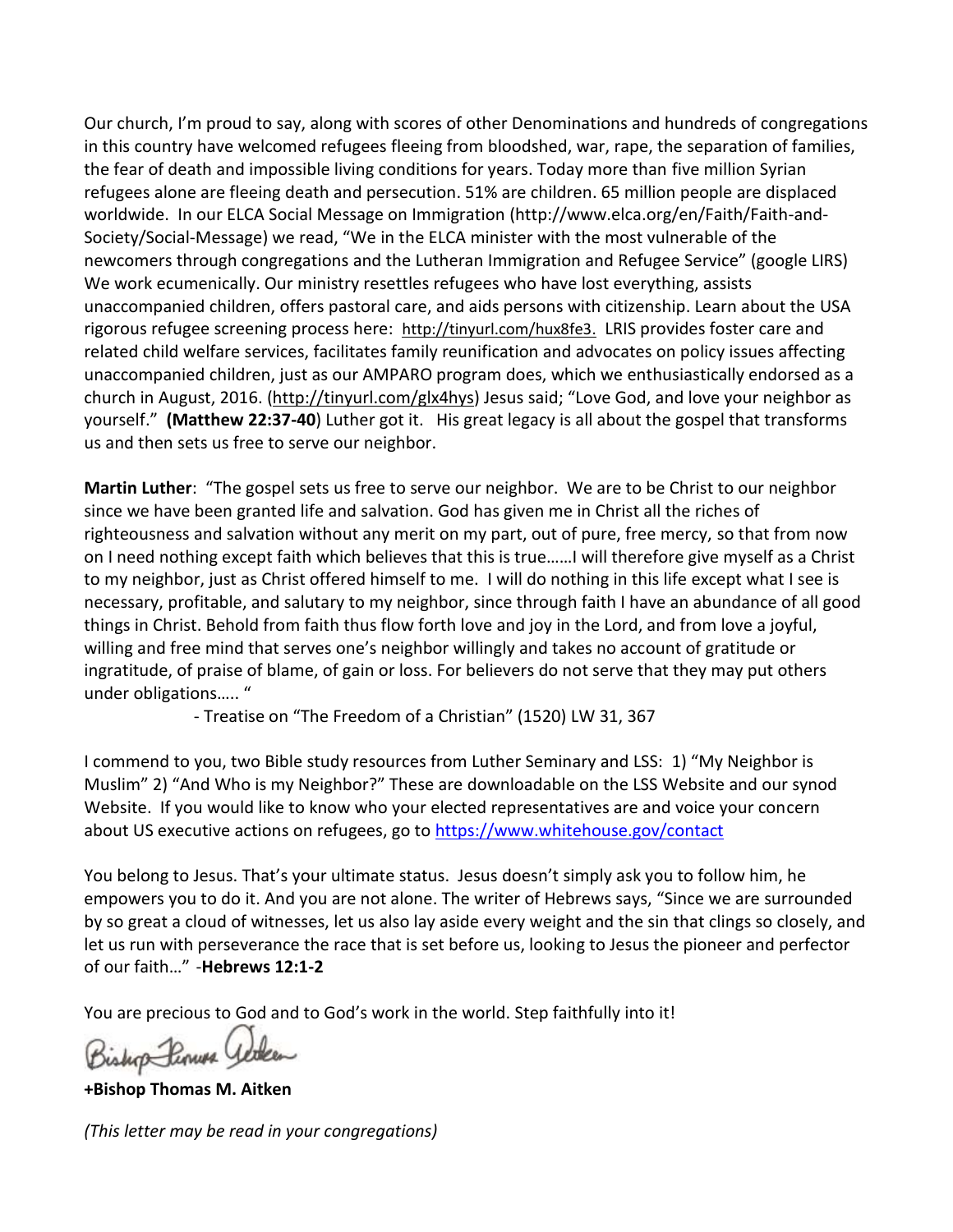Our church, I'm proud to say, along with scores of other Denominations and hundreds of congregations in this country have welcomed refugees fleeing from bloodshed, war, rape, the separation of families, the fear of death and impossible living conditions for years. Today more than five million Syrian refugees alone are fleeing death and persecution. 51% are children. 65 million people are displaced worldwide. In our ELCA Social Message on Immigration (http://www.elca.org/en/Faith/Faith-and-Society/Social-Message) we read, "We in the ELCA minister with the most vulnerable of the newcomers through congregations and the Lutheran Immigration and Refugee Service" (google LIRS) We work ecumenically. Our ministry resettles refugees who have lost everything, assists unaccompanied children, offers pastoral care, and aids persons with citizenship. Learn about the USA rigorous refugee screening process here: http://tinyurl.com/hux8fe3. LRIS provides foster care and related child welfare services, facilitates family reunification and advocates on policy issues affecting unaccompanied children, just as our AMPARO program does, which we enthusiastically endorsed as a church in August, 2016. (http://tinyurl.com/glx4hys) Jesus said; "Love God, and love your neighbor as yourself." **(Matthew 22:37-40**) Luther got it. His great legacy is all about the gospel that transforms us and then sets us free to serve our neighbor.

**Martin Luther**: "The gospel sets us free to serve our neighbor. We are to be Christ to our neighbor since we have been granted life and salvation. God has given me in Christ all the riches of righteousness and salvation without any merit on my part, out of pure, free mercy, so that from now on I need nothing except faith which believes that this is true……I will therefore give myself as a Christ to my neighbor, just as Christ offered himself to me. I will do nothing in this life except what I see is necessary, profitable, and salutary to my neighbor, since through faith I have an abundance of all good things in Christ. Behold from faith thus flow forth love and joy in the Lord, and from love a joyful, willing and free mind that serves one's neighbor willingly and takes no account of gratitude or ingratitude, of praise of blame, of gain or loss. For believers do not serve that they may put others under obligations….. "

- Treatise on "The Freedom of a Christian" (1520) LW 31, 367

I commend to you, two Bible study resources from Luther Seminary and LSS: 1) "My Neighbor is Muslim" 2) "And Who is my Neighbor?" These are downloadable on the LSS Website and our synod Website. If you would like to know who your elected representatives are and voice your concern about US executive actions on refugees, go to https://www.whitehouse.gov/contact

You belong to Jesus. That's your ultimate status. Jesus doesn't simply ask you to follow him, he empowers you to do it. And you are not alone. The writer of Hebrews says, "Since we are surrounded by so great a cloud of witnesses, let us also lay aside every weight and the sin that clings so closely, and let us run with perseverance the race that is set before us, looking to Jesus the pioneer and perfector of our faith…" -**Hebrews 12:1-2**

You are precious to God and to God's work in the world. Step faithfully into it!

Bishop Thomas Aitken

**+Bishop Thomas M. Aitken**

*(This letter may be read in your congregations)*